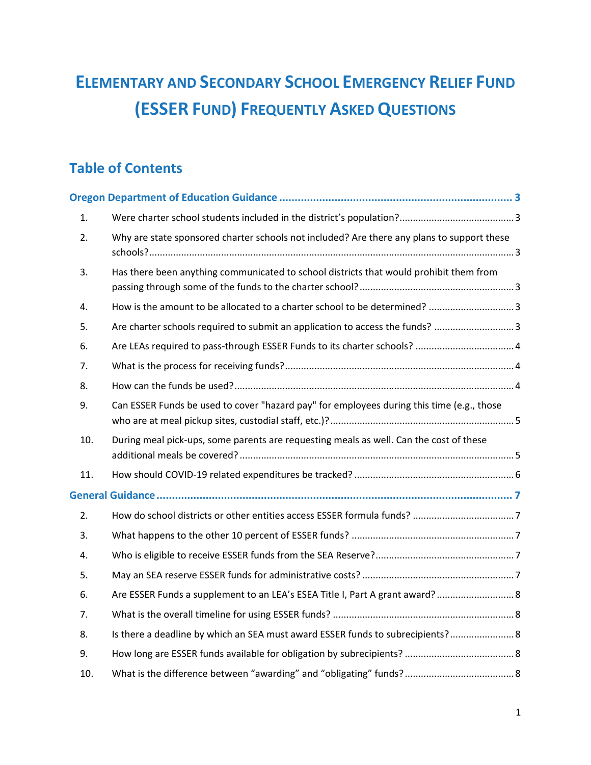# Elementary and Secondary School Emergency Relief Fund (ESSER Fund) Frequently Asked Questions

## Table of Contents

**Oregon Department of Education Guidance** ........................................................................ 3

1. Were charter school students included in the district's population? ........................................ 3
2. Why are state sponsored charter schools not included? Are there any plans to support these schools? ........................................................................................................................ 3
3. Has there been anything communicated to school districts that would prohibit them from passing through some of the funds to the charter school? ..................................................... 3
4. How is the amount to be allocated to a charter school to be determined? ............................... 3
5. Are charter schools required to submit an application to access the funds? ............................ 3
6. Are LEAs required to pass-through ESSER Funds to its charter schools? .................................. 4
7. What is the process for receiving funds? .................................................................................. 4
8. How can the funds be used? ...................................................................................................... 4
9. Can ESSER Funds be used to cover "hazard pay" for employees during this time (e.g., those who are at meal pickup sites, custodial staff, etc.)? ................................................................. 5
10. During meal pick-ups, some parents are requesting meals as well. Can the cost of these additional meals be covered? .................................................................................................... 5
11. How should COVID-19 related expenditures be tracked? .......................................................... 6

**General Guidance** ........................................................................................................... 7

2. How do school districts or other entities access ESSER formula funds? ..................................... 7
3. What happens to the other 10 percent of ESSER funds? ........................................................... 7
4. Who is eligible to receive ESSER funds from the SEA Reserve? .................................................. 7
5. May an SEA reserve ESSER funds for administrative costs? ....................................................... 7
6. Are ESSER Funds a supplement to an LEA's ESEA Title I, Part A grant award? ............................ 8
7. What is the overall timeline for using ESSER funds? .................................................................. 8
8. Is there a deadline by which an SEA must award ESSER funds to subrecipients? ....................... 8
9. How long are ESSER funds available for obligation by subrecipients? ........................................ 8
10. What is the difference between "awarding" and "obligating" funds? ........................................ 8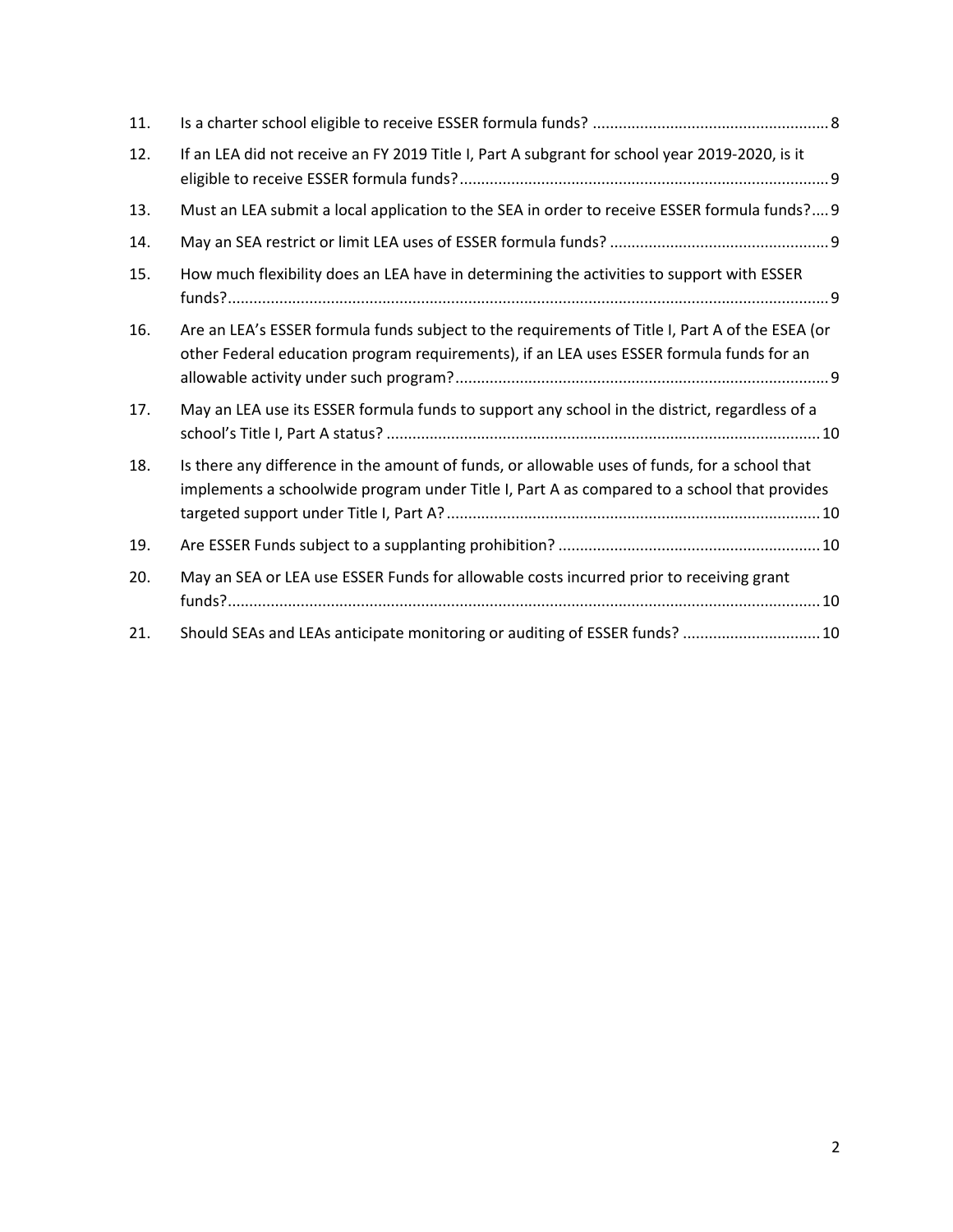11. Is a charter school eligible to receive ESSER formula funds? ....... 8
12. If an LEA did not receive an FY 2019 Title I, Part A subgrant for school year 2019-2020, is it eligible to receive ESSER formula funds? ....... 9
13. Must an LEA submit a local application to the SEA in order to receive ESSER formula funds? ....... 9
14. May an SEA restrict or limit LEA uses of ESSER formula funds? ....... 9
15. How much flexibility does an LEA have in determining the activities to support with ESSER funds? ....... 9
16. Are an LEA's ESSER formula funds subject to the requirements of Title I, Part A of the ESEA (or other Federal education program requirements), if an LEA uses ESSER formula funds for an allowable activity under such program? ....... 9
17. May an LEA use its ESSER formula funds to support any school in the district, regardless of a school's Title I, Part A status? ....... 10
18. Is there any difference in the amount of funds, or allowable uses of funds, for a school that implements a schoolwide program under Title I, Part A as compared to a school that provides targeted support under Title I, Part A? ....... 10
19. Are ESSER Funds subject to a supplanting prohibition? ....... 10
20. May an SEA or LEA use ESSER Funds for allowable costs incurred prior to receiving grant funds? ....... 10
21. Should SEAs and LEAs anticipate monitoring or auditing of ESSER funds? ....... 10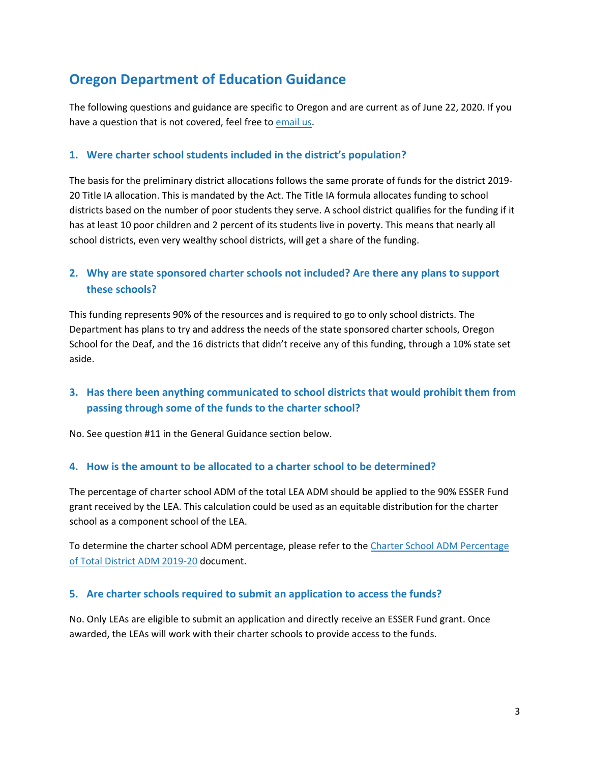## Oregon Department of Education Guidance

The following questions and guidance are specific to Oregon and are current as of June 22, 2020. If you have a question that is not covered, feel free to email us.

### 1. Were charter school students included in the district's population?

The basis for the preliminary district allocations follows the same prorate of funds for the district 2019-20 Title IA allocation. This is mandated by the Act. The Title IA formula allocates funding to school districts based on the number of poor students they serve. A school district qualifies for the funding if it has at least 10 poor children and 2 percent of its students live in poverty. This means that nearly all school districts, even very wealthy school districts, will get a share of the funding.

### 2. Why are state sponsored charter schools not included? Are there any plans to support these schools?

This funding represents 90% of the resources and is required to go to only school districts. The Department has plans to try and address the needs of the state sponsored charter schools, Oregon School for the Deaf, and the 16 districts that didn't receive any of this funding, through a 10% state set aside.

### 3. Has there been anything communicated to school districts that would prohibit them from passing through some of the funds to the charter school?

No. See question #11 in the General Guidance section below.

### 4. How is the amount to be allocated to a charter school to be determined?

The percentage of charter school ADM of the total LEA ADM should be applied to the 90% ESSER Fund grant received by the LEA. This calculation could be used as an equitable distribution for the charter school as a component school of the LEA.

To determine the charter school ADM percentage, please refer to the Charter School ADM Percentage of Total District ADM 2019-20 document.

### 5. Are charter schools required to submit an application to access the funds?

No. Only LEAs are eligible to submit an application and directly receive an ESSER Fund grant. Once awarded, the LEAs will work with their charter schools to provide access to the funds.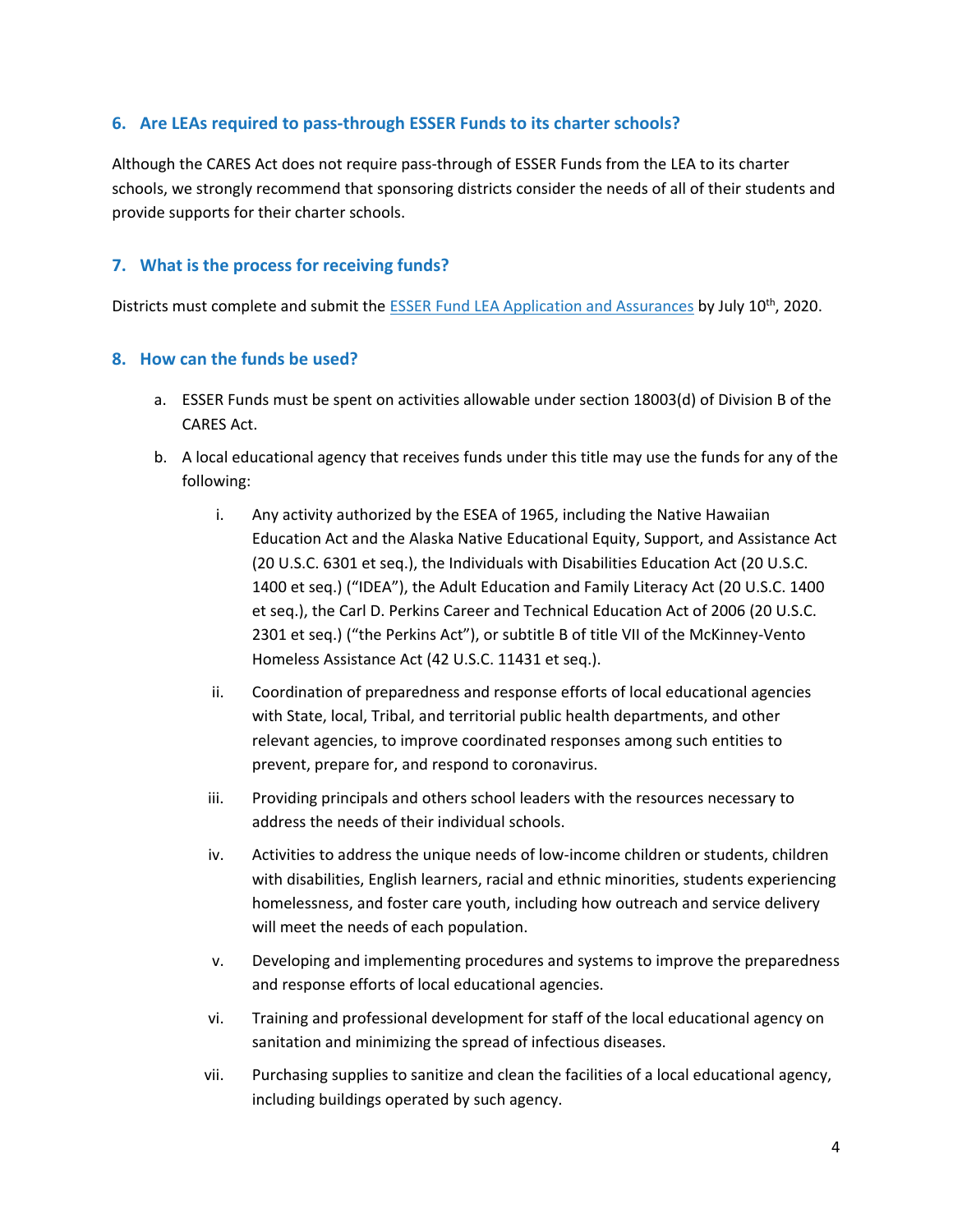### 6. Are LEAs required to pass-through ESSER Funds to its charter schools?

Although the CARES Act does not require pass-through of ESSER Funds from the LEA to its charter schools, we strongly recommend that sponsoring districts consider the needs of all of their students and provide supports for their charter schools.

### 7. What is the process for receiving funds?

Districts must complete and submit the [ESSER Fund LEA Application and Assurances]() by July 10th, 2020.

### 8. How can the funds be used?

a. ESSER Funds must be spent on activities allowable under section 18003(d) of Division B of the CARES Act.

b. A local educational agency that receives funds under this title may use the funds for any of the following:

   i. Any activity authorized by the ESEA of 1965, including the Native Hawaiian Education Act and the Alaska Native Educational Equity, Support, and Assistance Act (20 U.S.C. 6301 et seq.), the Individuals with Disabilities Education Act (20 U.S.C. 1400 et seq.) ("IDEA"), the Adult Education and Family Literacy Act (20 U.S.C. 1400 et seq.), the Carl D. Perkins Career and Technical Education Act of 2006 (20 U.S.C. 2301 et seq.) ("the Perkins Act"), or subtitle B of title VII of the McKinney-Vento Homeless Assistance Act (42 U.S.C. 11431 et seq.).

   ii. Coordination of preparedness and response efforts of local educational agencies with State, local, Tribal, and territorial public health departments, and other relevant agencies, to improve coordinated responses among such entities to prevent, prepare for, and respond to coronavirus.

   iii. Providing principals and others school leaders with the resources necessary to address the needs of their individual schools.

   iv. Activities to address the unique needs of low-income children or students, children with disabilities, English learners, racial and ethnic minorities, students experiencing homelessness, and foster care youth, including how outreach and service delivery will meet the needs of each population.

   v. Developing and implementing procedures and systems to improve the preparedness and response efforts of local educational agencies.

   vi. Training and professional development for staff of the local educational agency on sanitation and minimizing the spread of infectious diseases.

   vii. Purchasing supplies to sanitize and clean the facilities of a local educational agency, including buildings operated by such agency.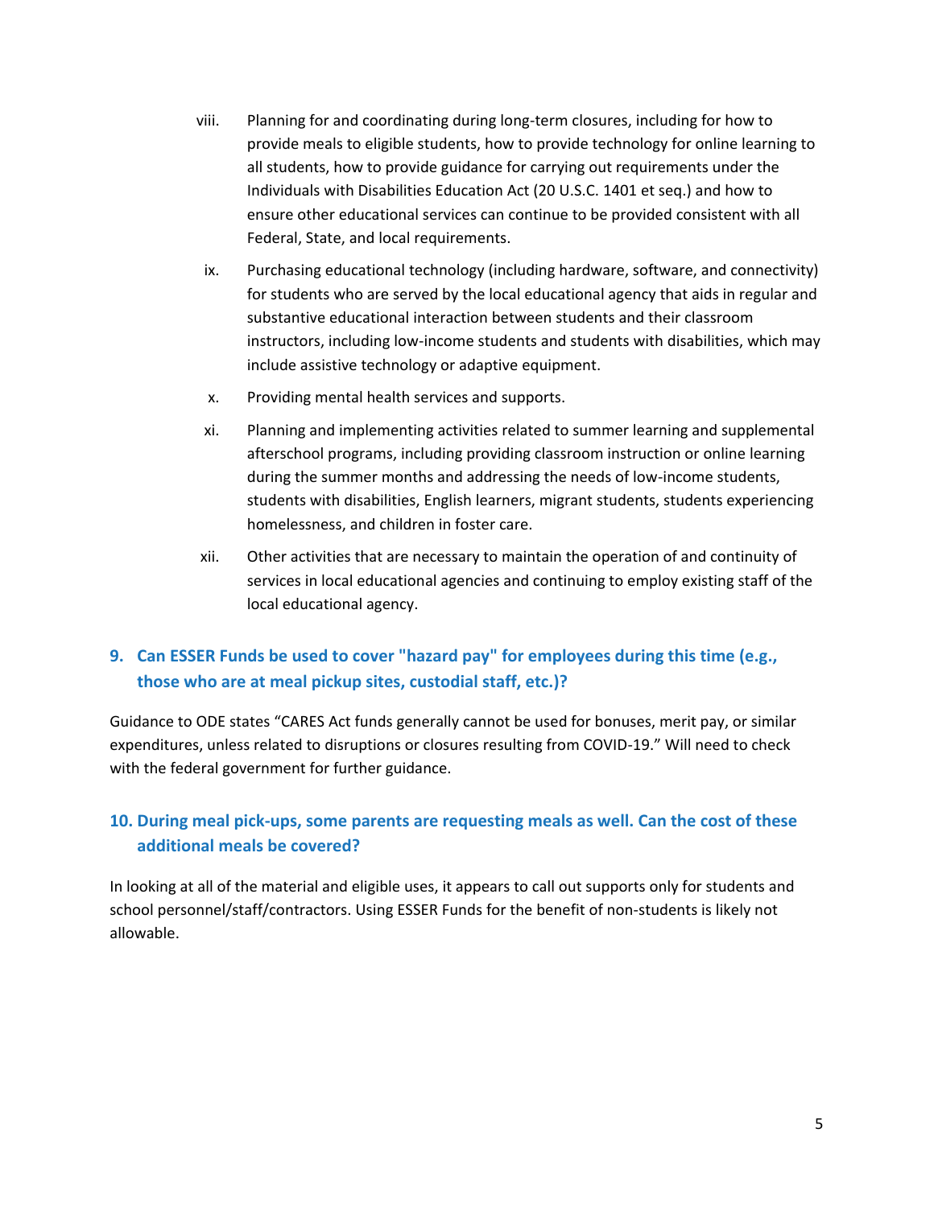viii. Planning for and coordinating during long-term closures, including for how to provide meals to eligible students, how to provide technology for online learning to all students, how to provide guidance for carrying out requirements under the Individuals with Disabilities Education Act (20 U.S.C. 1401 et seq.) and how to ensure other educational services can continue to be provided consistent with all Federal, State, and local requirements.

ix. Purchasing educational technology (including hardware, software, and connectivity) for students who are served by the local educational agency that aids in regular and substantive educational interaction between students and their classroom instructors, including low-income students and students with disabilities, which may include assistive technology or adaptive equipment.

x. Providing mental health services and supports.

xi. Planning and implementing activities related to summer learning and supplemental afterschool programs, including providing classroom instruction or online learning during the summer months and addressing the needs of low-income students, students with disabilities, English learners, migrant students, students experiencing homelessness, and children in foster care.

xii. Other activities that are necessary to maintain the operation of and continuity of services in local educational agencies and continuing to employ existing staff of the local educational agency.

### 9. Can ESSER Funds be used to cover "hazard pay" for employees during this time (e.g., those who are at meal pickup sites, custodial staff, etc.)?

Guidance to ODE states "CARES Act funds generally cannot be used for bonuses, merit pay, or similar expenditures, unless related to disruptions or closures resulting from COVID-19." Will need to check with the federal government for further guidance.

### 10. During meal pick-ups, some parents are requesting meals as well. Can the cost of these additional meals be covered?

In looking at all of the material and eligible uses, it appears to call out supports only for students and school personnel/staff/contractors. Using ESSER Funds for the benefit of non-students is likely not allowable.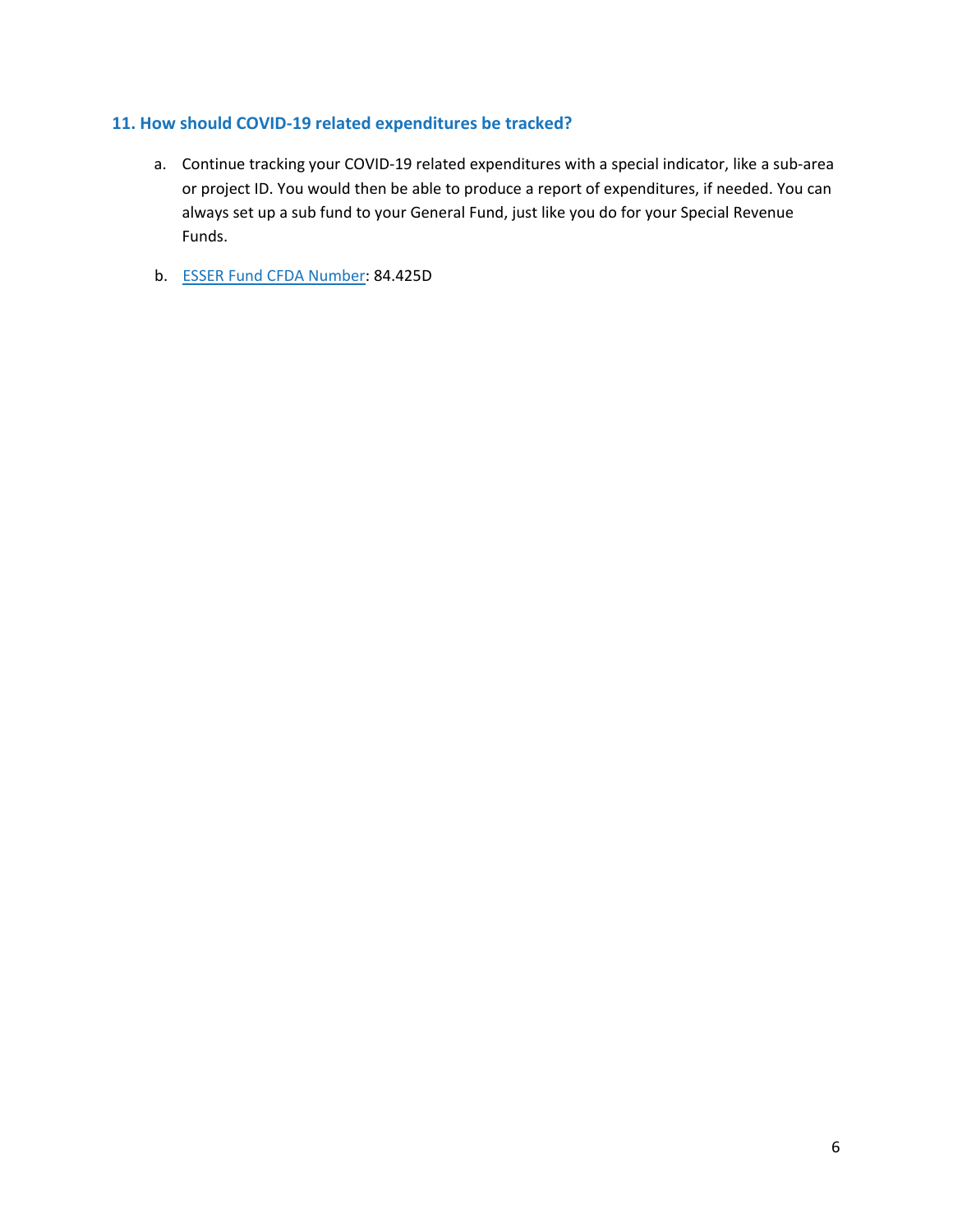### 11. How should COVID-19 related expenditures be tracked?

a. Continue tracking your COVID-19 related expenditures with a special indicator, like a sub-area or project ID. You would then be able to produce a report of expenditures, if needed. You can always set up a sub fund to your General Fund, just like you do for your Special Revenue Funds.

b. ESSER Fund CFDA Number: 84.425D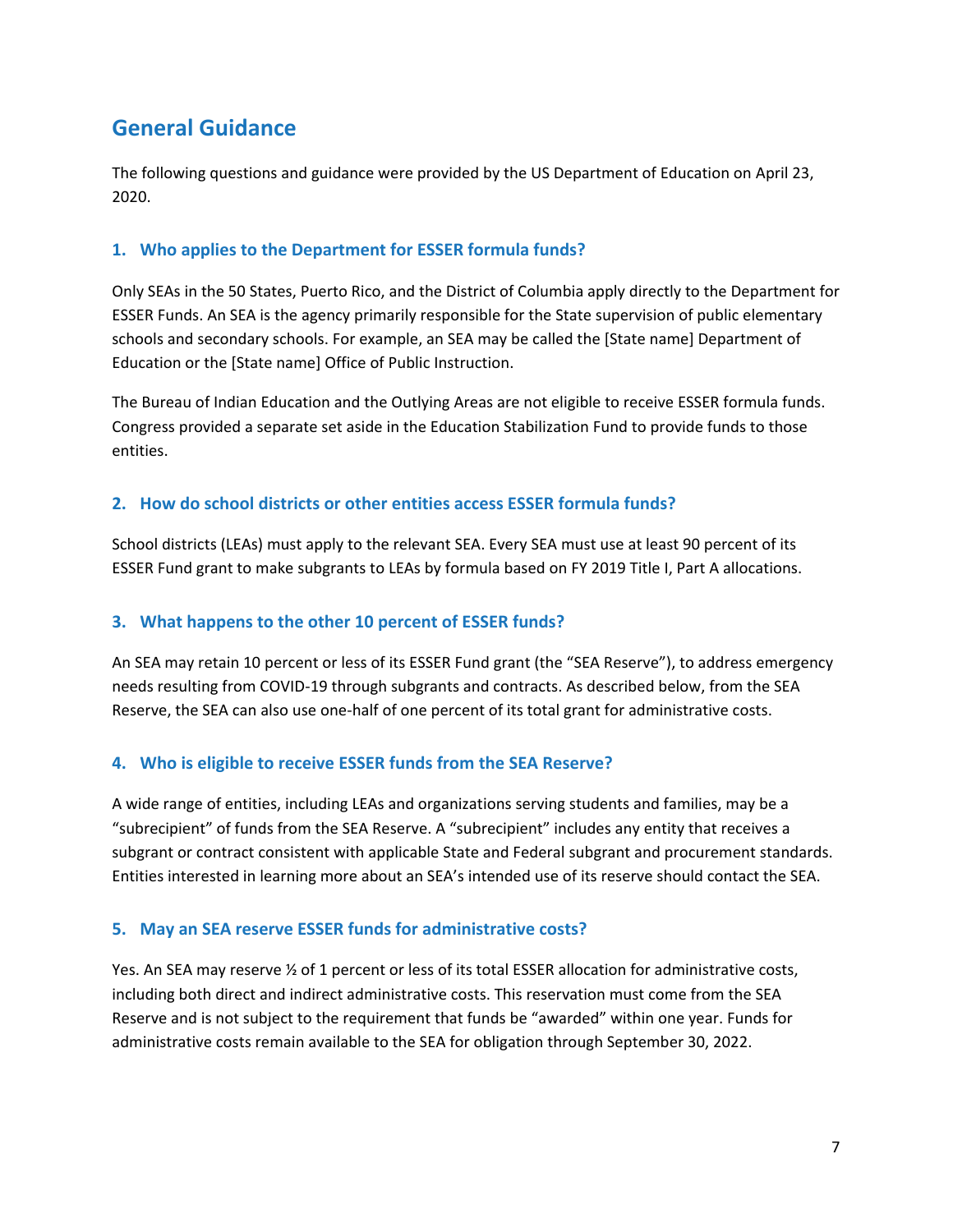## General Guidance

The following questions and guidance were provided by the US Department of Education on April 23, 2020.

### 1. Who applies to the Department for ESSER formula funds?

Only SEAs in the 50 States, Puerto Rico, and the District of Columbia apply directly to the Department for ESSER Funds. An SEA is the agency primarily responsible for the State supervision of public elementary schools and secondary schools. For example, an SEA may be called the [State name] Department of Education or the [State name] Office of Public Instruction.

The Bureau of Indian Education and the Outlying Areas are not eligible to receive ESSER formula funds. Congress provided a separate set aside in the Education Stabilization Fund to provide funds to those entities.

### 2. How do school districts or other entities access ESSER formula funds?

School districts (LEAs) must apply to the relevant SEA. Every SEA must use at least 90 percent of its ESSER Fund grant to make subgrants to LEAs by formula based on FY 2019 Title I, Part A allocations.

### 3. What happens to the other 10 percent of ESSER funds?

An SEA may retain 10 percent or less of its ESSER Fund grant (the "SEA Reserve"), to address emergency needs resulting from COVID-19 through subgrants and contracts. As described below, from the SEA Reserve, the SEA can also use one-half of one percent of its total grant for administrative costs.

### 4. Who is eligible to receive ESSER funds from the SEA Reserve?

A wide range of entities, including LEAs and organizations serving students and families, may be a "subrecipient" of funds from the SEA Reserve. A "subrecipient" includes any entity that receives a subgrant or contract consistent with applicable State and Federal subgrant and procurement standards. Entities interested in learning more about an SEA's intended use of its reserve should contact the SEA.

### 5. May an SEA reserve ESSER funds for administrative costs?

Yes. An SEA may reserve ½ of 1 percent or less of its total ESSER allocation for administrative costs, including both direct and indirect administrative costs. This reservation must come from the SEA Reserve and is not subject to the requirement that funds be "awarded" within one year. Funds for administrative costs remain available to the SEA for obligation through September 30, 2022.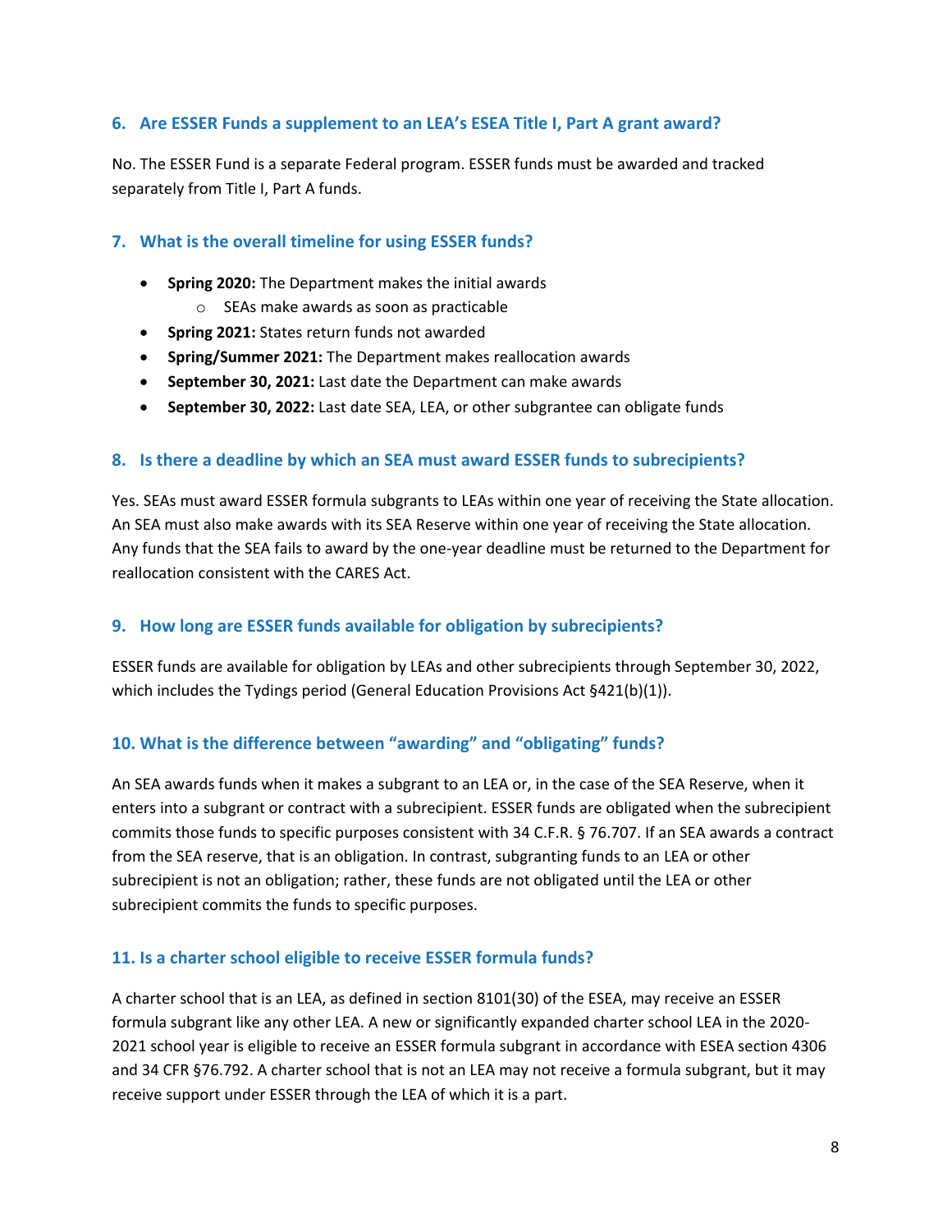### 6. Are ESSER Funds a supplement to an LEA's ESEA Title I, Part A grant award?

No. The ESSER Fund is a separate Federal program. ESSER funds must be awarded and tracked separately from Title I, Part A funds.

### 7. What is the overall timeline for using ESSER funds?

- **Spring 2020:** The Department makes the initial awards
  - SEAs make awards as soon as practicable
- **Spring 2021:** States return funds not awarded
- **Spring/Summer 2021:** The Department makes reallocation awards
- **September 30, 2021:** Last date the Department can make awards
- **September 30, 2022:** Last date SEA, LEA, or other subgrantee can obligate funds

### 8. Is there a deadline by which an SEA must award ESSER funds to subrecipients?

Yes. SEAs must award ESSER formula subgrants to LEAs within one year of receiving the State allocation. An SEA must also make awards with its SEA Reserve within one year of receiving the State allocation. Any funds that the SEA fails to award by the one-year deadline must be returned to the Department for reallocation consistent with the CARES Act.

### 9. How long are ESSER funds available for obligation by subrecipients?

ESSER funds are available for obligation by LEAs and other subrecipients through September 30, 2022, which includes the Tydings period (General Education Provisions Act §421(b)(1)).

### 10. What is the difference between "awarding" and "obligating" funds?

An SEA awards funds when it makes a subgrant to an LEA or, in the case of the SEA Reserve, when it enters into a subgrant or contract with a subrecipient. ESSER funds are obligated when the subrecipient commits those funds to specific purposes consistent with 34 C.F.R. § 76.707. If an SEA awards a contract from the SEA reserve, that is an obligation. In contrast, subgranting funds to an LEA or other subrecipient is not an obligation; rather, these funds are not obligated until the LEA or other subrecipient commits the funds to specific purposes.

### 11. Is a charter school eligible to receive ESSER formula funds?

A charter school that is an LEA, as defined in section 8101(30) of the ESEA, may receive an ESSER formula subgrant like any other LEA. A new or significantly expanded charter school LEA in the 2020-2021 school year is eligible to receive an ESSER formula subgrant in accordance with ESEA section 4306 and 34 CFR §76.792. A charter school that is not an LEA may not receive a formula subgrant, but it may receive support under ESSER through the LEA of which it is a part.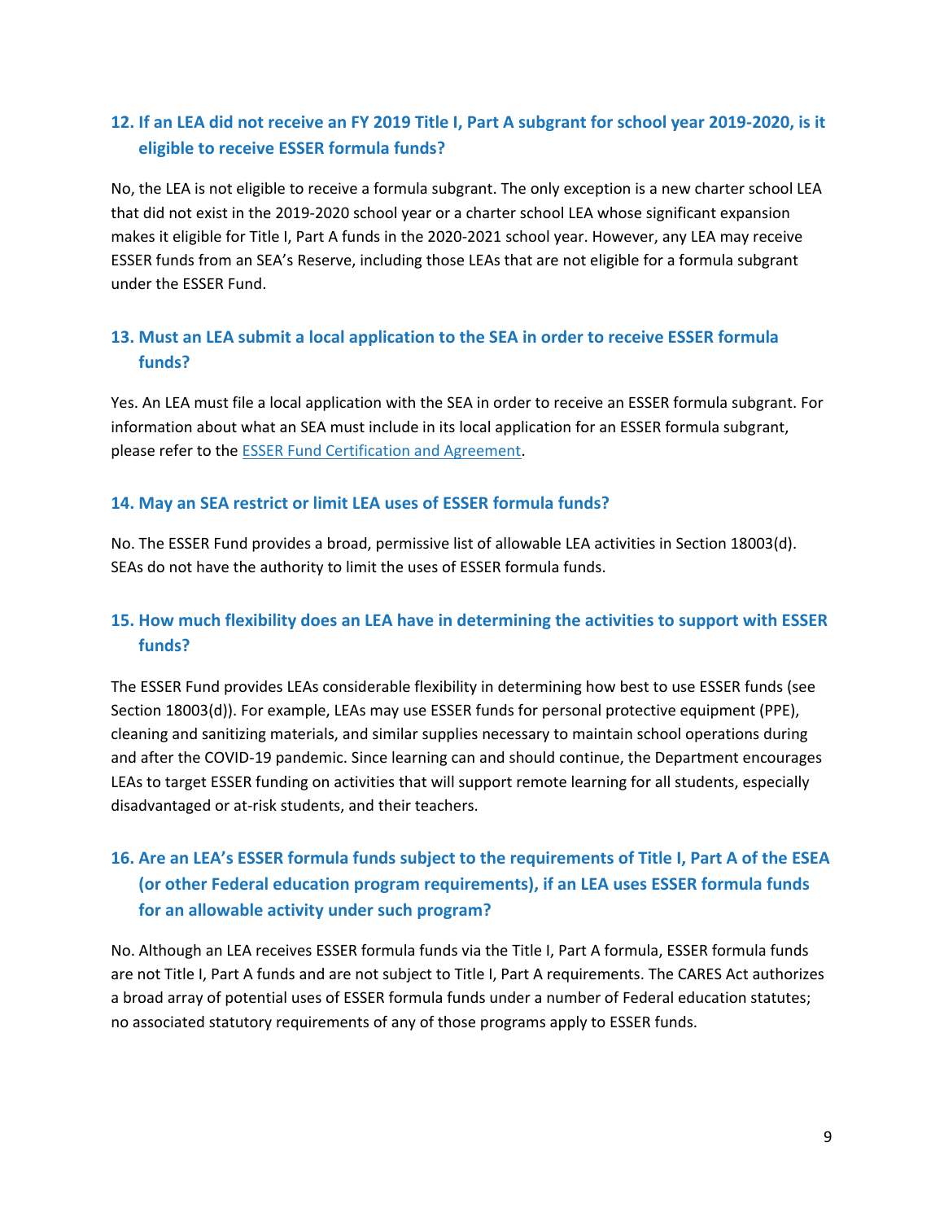### 12. If an LEA did not receive an FY 2019 Title I, Part A subgrant for school year 2019-2020, is it eligible to receive ESSER formula funds?

No, the LEA is not eligible to receive a formula subgrant. The only exception is a new charter school LEA that did not exist in the 2019-2020 school year or a charter school LEA whose significant expansion makes it eligible for Title I, Part A funds in the 2020-2021 school year. However, any LEA may receive ESSER funds from an SEA's Reserve, including those LEAs that are not eligible for a formula subgrant under the ESSER Fund.

### 13. Must an LEA submit a local application to the SEA in order to receive ESSER formula funds?

Yes. An LEA must file a local application with the SEA in order to receive an ESSER formula subgrant. For information about what an SEA must include in its local application for an ESSER formula subgrant, please refer to the ESSER Fund Certification and Agreement.

### 14. May an SEA restrict or limit LEA uses of ESSER formula funds?

No. The ESSER Fund provides a broad, permissive list of allowable LEA activities in Section 18003(d). SEAs do not have the authority to limit the uses of ESSER formula funds.

### 15. How much flexibility does an LEA have in determining the activities to support with ESSER funds?

The ESSER Fund provides LEAs considerable flexibility in determining how best to use ESSER funds (see Section 18003(d)). For example, LEAs may use ESSER funds for personal protective equipment (PPE), cleaning and sanitizing materials, and similar supplies necessary to maintain school operations during and after the COVID-19 pandemic. Since learning can and should continue, the Department encourages LEAs to target ESSER funding on activities that will support remote learning for all students, especially disadvantaged or at-risk students, and their teachers.

### 16. Are an LEA's ESSER formula funds subject to the requirements of Title I, Part A of the ESEA (or other Federal education program requirements), if an LEA uses ESSER formula funds for an allowable activity under such program?

No. Although an LEA receives ESSER formula funds via the Title I, Part A formula, ESSER formula funds are not Title I, Part A funds and are not subject to Title I, Part A requirements. The CARES Act authorizes a broad array of potential uses of ESSER formula funds under a number of Federal education statutes; no associated statutory requirements of any of those programs apply to ESSER funds.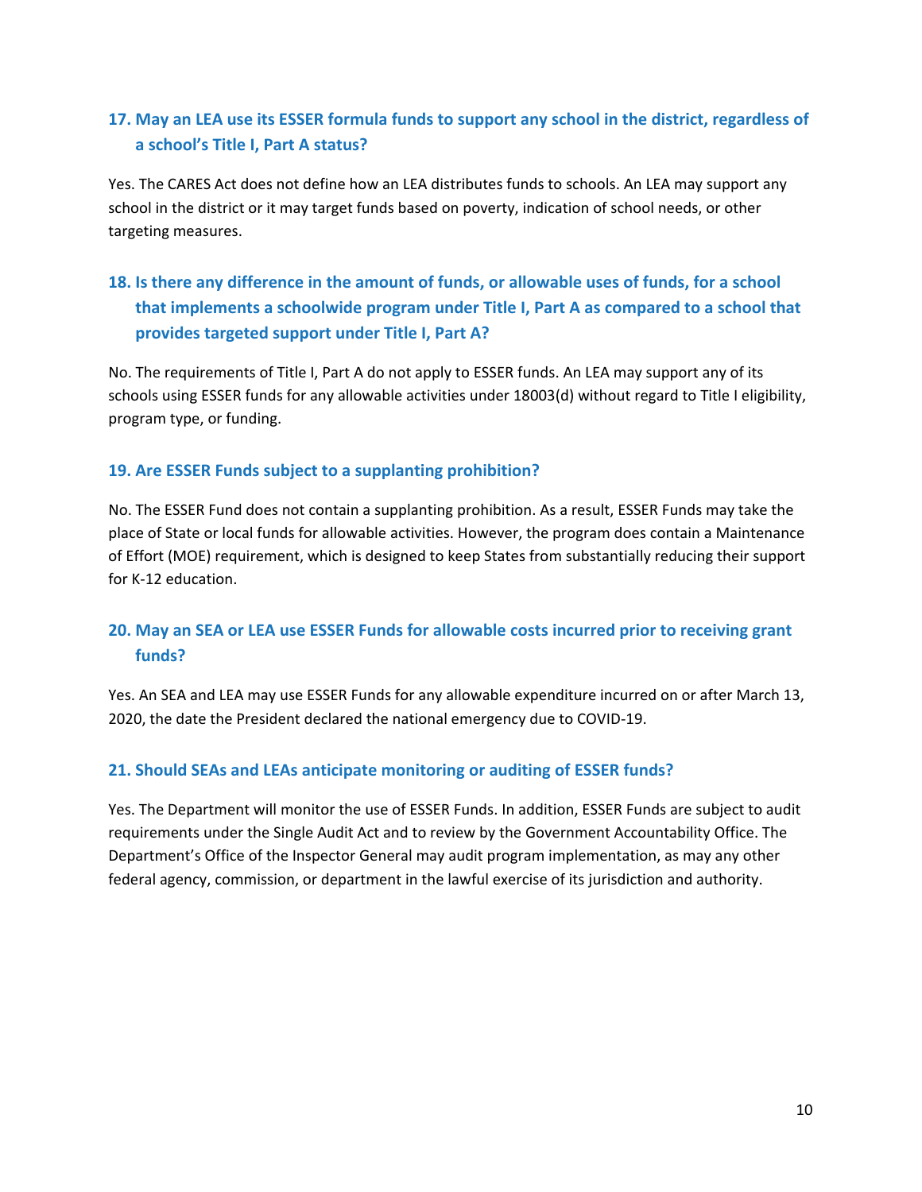### 17. May an LEA use its ESSER formula funds to support any school in the district, regardless of a school's Title I, Part A status?

Yes. The CARES Act does not define how an LEA distributes funds to schools. An LEA may support any school in the district or it may target funds based on poverty, indication of school needs, or other targeting measures.

### 18. Is there any difference in the amount of funds, or allowable uses of funds, for a school that implements a schoolwide program under Title I, Part A as compared to a school that provides targeted support under Title I, Part A?

No. The requirements of Title I, Part A do not apply to ESSER funds. An LEA may support any of its schools using ESSER funds for any allowable activities under 18003(d) without regard to Title I eligibility, program type, or funding.

### 19. Are ESSER Funds subject to a supplanting prohibition?

No. The ESSER Fund does not contain a supplanting prohibition. As a result, ESSER Funds may take the place of State or local funds for allowable activities. However, the program does contain a Maintenance of Effort (MOE) requirement, which is designed to keep States from substantially reducing their support for K-12 education.

### 20. May an SEA or LEA use ESSER Funds for allowable costs incurred prior to receiving grant funds?

Yes. An SEA and LEA may use ESSER Funds for any allowable expenditure incurred on or after March 13, 2020, the date the President declared the national emergency due to COVID-19.

### 21. Should SEAs and LEAs anticipate monitoring or auditing of ESSER funds?

Yes. The Department will monitor the use of ESSER Funds. In addition, ESSER Funds are subject to audit requirements under the Single Audit Act and to review by the Government Accountability Office. The Department's Office of the Inspector General may audit program implementation, as may any other federal agency, commission, or department in the lawful exercise of its jurisdiction and authority.